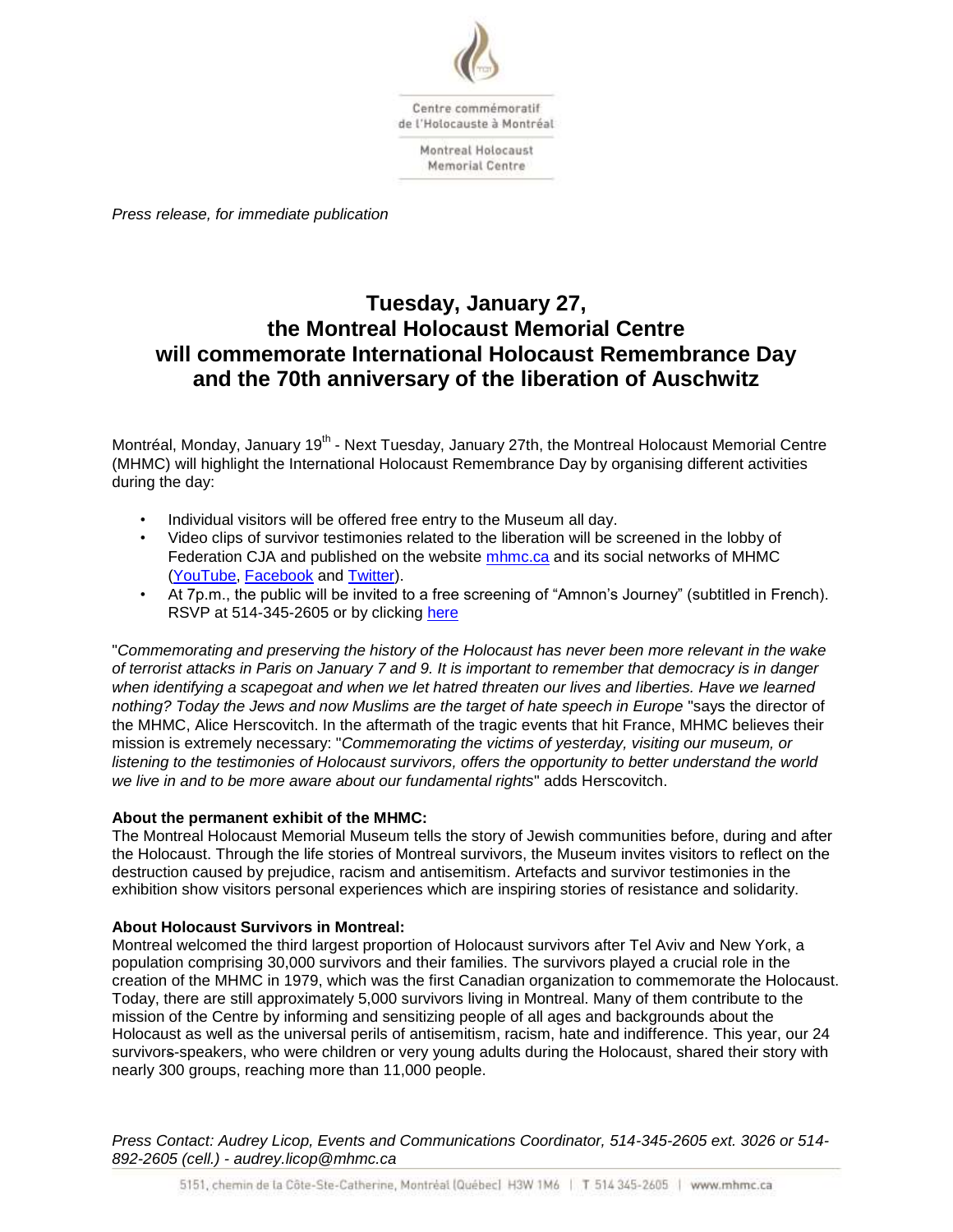Centre commémoratif de l'Holocauste à Montréal

Montreal Holocaust Memorial Centre

*Press release, for immediate publication*

# Tuesday, January 27, the Montreal Holocaust Memorial Centre will commemorate International Holocaust Remembrance Day and the 70th anniversary of the liberation of Auschwitz

Montréal, Monday, January 19th - Next Tuesday, January 27th, the Montreal Holocaust Memorial Centre (MHMC) will highlight the International Holocaust Remembrance Day by organising different activities during the day:

- Individual visitors will be offered free entry to the Museum all day.
- Video clips of survivor testimonies related to the liberation will be screened in the lobby of Federation CJA and published on the website mhmc.ca and its social networks of MHMC (YouTube, Facebook and Twitter).
- At 7p.m., the public will be invited to a free screening of "Amnon's Journey" (subtitled in French). RSVP at 514-345-2605 or by clicking here

"*Commemorating and preserving the history of the Holocaust has never been more relevant in the wake of terrorist attacks in Paris on January 7 and 9. It is important to remember that democracy is in danger when identifying a scapegoat and when we let hatred threaten our lives and liberties. Have we learned nothing? Today the Jews and now Muslims are the target of hate speech in Europe* "says the director of the MHMC, Alice Herscovitch. In the aftermath of the tragic events that hit France, MHMC believes their mission is extremely necessary: "*Commemorating the victims of yesterday, visiting our museum, or listening to the testimonies of Holocaust survivors, offers the opportunity to better understand the world we live in and to be more aware about our fundamental rights*" adds Herscovitch.

**About the permanent exhibit of the MHMC:**
The Montreal Holocaust Memorial Museum tells the story of Jewish communities before, during and after the Holocaust. Through the life stories of Montreal survivors, the Museum invites visitors to reflect on the destruction caused by prejudice, racism and antisemitism. Artefacts and survivor testimonies in the exhibition show visitors personal experiences which are inspiring stories of resistance and solidarity.

**About Holocaust Survivors in Montreal:**
Montreal welcomed the third largest proportion of Holocaust survivors after Tel Aviv and New York, a population comprising 30,000 survivors and their families. The survivors played a crucial role in the creation of the MHMC in 1979, which was the first Canadian organization to commemorate the Holocaust. Today, there are still approximately 5,000 survivors living in Montreal. Many of them contribute to the mission of the Centre by informing and sensitizing people of all ages and backgrounds about the Holocaust as well as the universal perils of antisemitism, racism, hate and indifference. This year, our 24 survivors-speakers, who were children or very young adults during the Holocaust, shared their story with nearly 300 groups, reaching more than 11,000 people.

*Press Contact: Audrey Licop, Events and Communications Coordinator, 514-345-2605 ext. 3026 or 514-892-2605 (cell.) - audrey.licop@mhmc.ca*

5151, chemin de la Côte-Ste-Catherine, Montréal (Québec) H3W 1M6 | T 514 345-2605 | www.mhmc.ca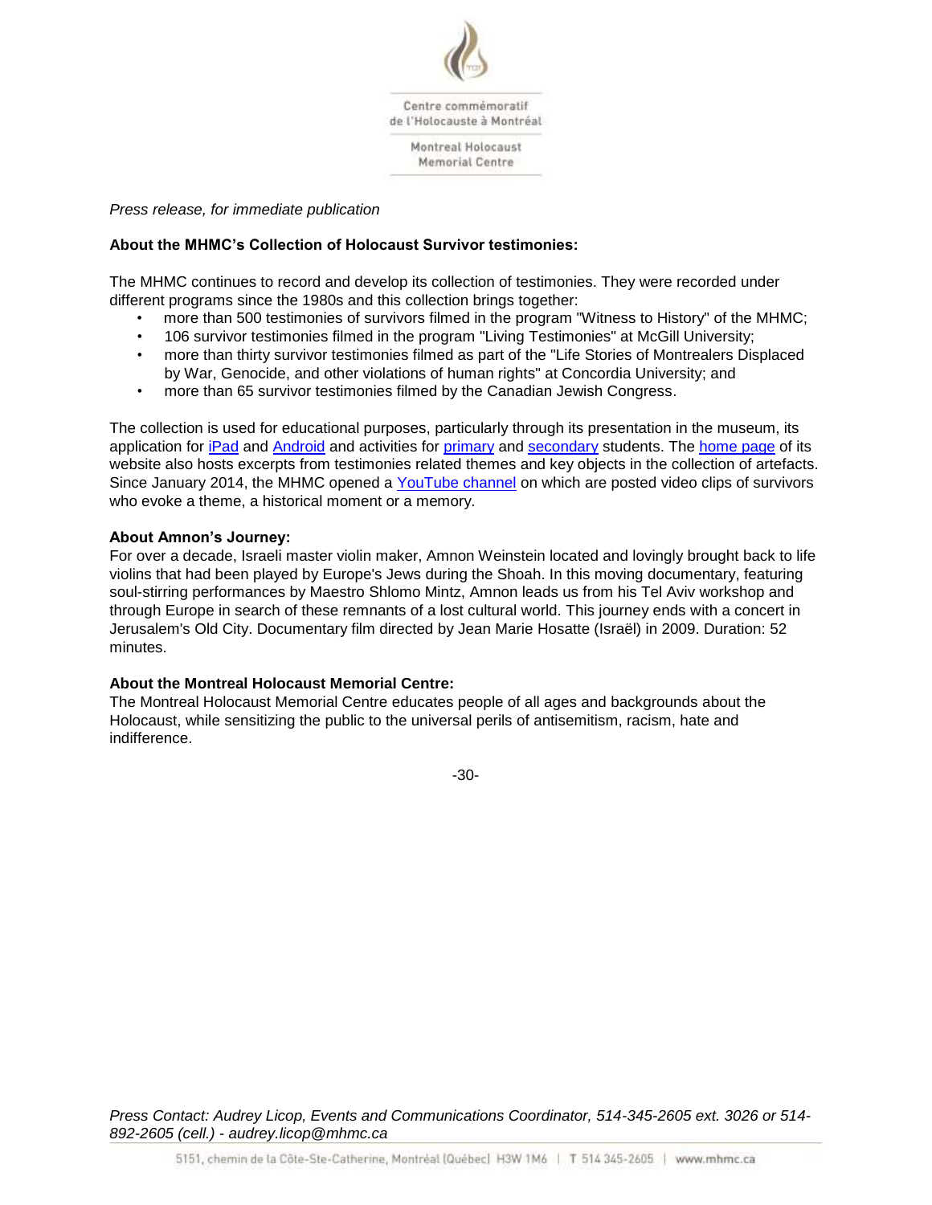*Press release, for immediate publication*

**About the MHMC's Collection of Holocaust Survivor testimonies:**

The MHMC continues to record and develop its collection of testimonies. They were recorded under different programs since the 1980s and this collection brings together:

- more than 500 testimonies of survivors filmed in the program "Witness to History" of the MHMC;
- 106 survivor testimonies filmed in the program "Living Testimonies" at McGill University;
- more than thirty survivor testimonies filmed as part of the "Life Stories of Montrealers Displaced by War, Genocide, and other violations of human rights" at Concordia University; and
- more than 65 survivor testimonies filmed by the Canadian Jewish Congress.

The collection is used for educational purposes, particularly through its presentation in the museum, its application for iPad and Android and activities for primary and secondary students. The home page of its website also hosts excerpts from testimonies related themes and key objects in the collection of artefacts. Since January 2014, the MHMC opened a YouTube channel on which are posted video clips of survivors who evoke a theme, a historical moment or a memory.

**About Amnon's Journey:**

For over a decade, Israeli master violin maker, Amnon Weinstein located and lovingly brought back to life violins that had been played by Europe's Jews during the Shoah. In this moving documentary, featuring soul-stirring performances by Maestro Shlomo Mintz, Amnon leads us from his Tel Aviv workshop and through Europe in search of these remnants of a lost cultural world. This journey ends with a concert in Jerusalem's Old City. Documentary film directed by Jean Marie Hosatte (Israël) in 2009. Duration: 52 minutes.

**About the Montreal Holocaust Memorial Centre:**

The Montreal Holocaust Memorial Centre educates people of all ages and backgrounds about the Holocaust, while sensitizing the public to the universal perils of antisemitism, racism, hate and indifference.

-30-

*Press Contact: Audrey Licop, Events and Communications Coordinator, 514-345-2605 ext. 3026 or 514-892-2605 (cell.) - audrey.licop@mhmc.ca*